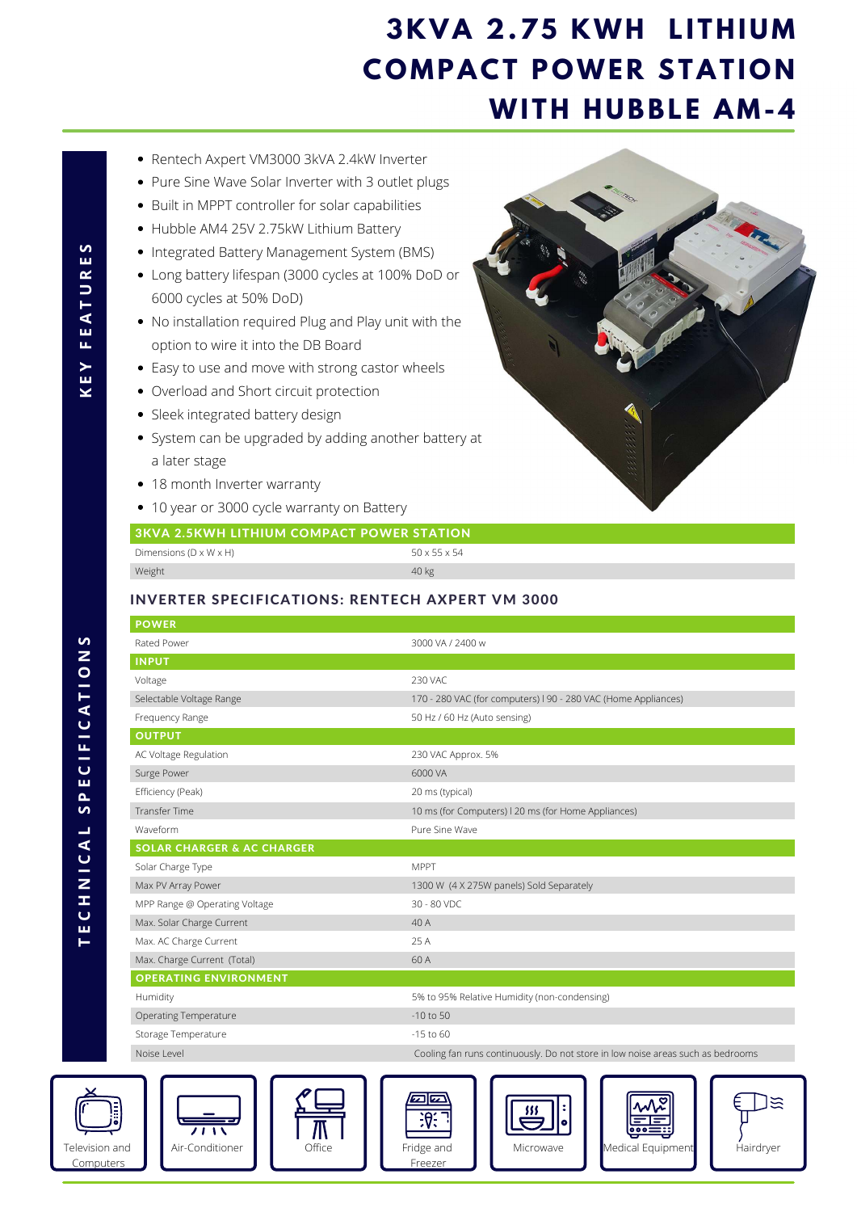# 3KVA 2.75 KWH LITHIUM COMPACT POWER STATION WITH HUBBLE AM-4

## KEY FEATURES

- Rentech Expert VM3000 3kVA 2.4kW Inverter
- Pure Sine Wave Solar Inverter with 3 outlet plugs
- Built in MPPT controller for solar capabilities
- Hubble AM4 25V 2.75kW Lithium Battery
- Integrated Battery Management System (BMS)
- Long battery lifespan (3000 cycles at 100% DoD or 6000 cycles at 50% DoD)
- No installation required Plug and Play unit with the option to wire it into the DB Board
- Easy to use and move with strong castor wheels
- Overload and Short circuit protection
- Sleek integrated battery design
- System can be upgraded by adding another battery at a later stage
- 18 month Inverter warranty
- 10 year or 3000 cycle warranty on Battery

## TECHNICAL SPECIFICATIONS

| 3KVA 2.5KWH LITHIUM COMPACT POWER STATION | |
|---|---|
| Dimensions (D x W x H) | 50 x 55 x 54 |
| Weight | 40 kg |

### INVERTER SPECIFICATIONS: RENTECH AXPERT VM 3000

| POWER | |
|---|---|
| Rated Power | 3000 VA / 2400 w |
| **INPUT** | |
| Voltage | 230 VAC |
| Selectable Voltage Range | 170 - 280 VAC (for computers) I 90 - 280 VAC (Home Appliances) |
| Frequency Range | 50 Hz / 60 Hz (Auto sensing) |
| **OUTPUT** | |
| AC Voltage Regulation | 230 VAC Approx. 5% |
| Surge Power | 6000 VA |
| Efficiency (Peak) | 20 ms (typical) |
| Transfer Time | 10 ms (for Computers) I 20 ms (for Home Appliances) |
| Waveform | Pure Sine Wave |
| **SOLAR CHARGER & AC CHARGER** | |
| Solar Charge Type | MPPT |
| Max PV Array Power | 1300 W (4 X 275W panels) Sold Separately |
| MPP Range @ Operating Voltage | 30 - 80 VDC |
| Max. Solar Charge Current | 40 A |
| Max. AC Charge Current | 25 A |
| Max. Charge Current (Total) | 60 A |
| **OPERATING ENVIRONMENT** | |
| Humidity | 5% to 95% Relative Humidity (non-condensing) |
| Operating Temperature | -10 to 50 |
| Storage Temperature | -15 to 60 |
| Noise Level | Cooling fan runs continuously. Do not store in low noise areas such as bedrooms |

Television and Computers | Air-Conditioner | Office | Fridge and Freezer | Microwave | Medical Equipment | Hairdryer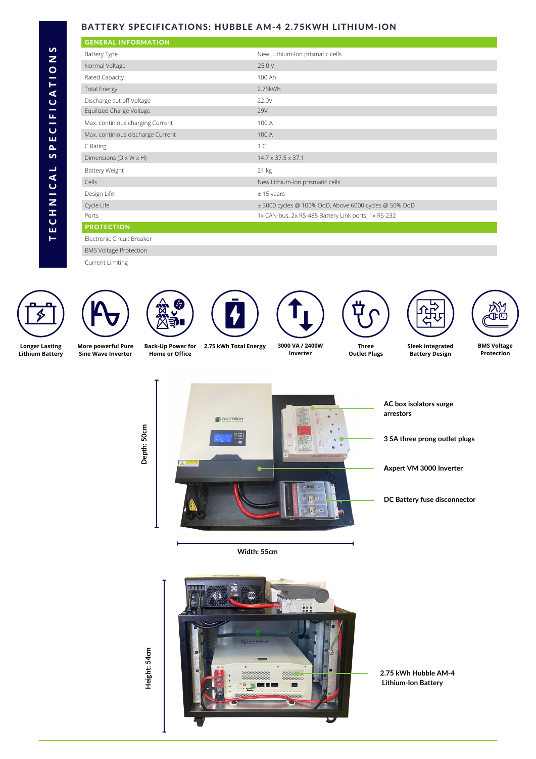TECHNICAL SPECIFICATIONS

## BATTERY SPECIFICATIONS: HUBBLE AM-4 2.75KWH LITHIUM-ION

| GENERAL INFORMATION | |
|---|---|
| Battery Type | New Lithium-Ion prismatic cells |
| Normal Voltage | 25.0 V |
| Rated Capacity | 100 Ah |
| Total Energy | 2.75kWh |
| Discharge cut off Voltage | 22.0V |
| Equilized Charge Voltage | 29V |
| Max. continious charging Current | 100 A |
| Max. continious discharge Current | 100 A |
| C Rating | 1 C |
| Dimensions (D x W x H) | 14.7 x 37.5 x 37.1 |
| Battery Weight | 21 kg |
| Cells | New Lithium-Ion prismatic cells |
| Design Life | ± 15 years |
| Cycle Life | ± 3000 cycles @ 100% DoD, Above 6000 cycles @ 50% DoD |
| Ports | 1x CAN-bus, 2x RS-485 Battery Link ports, 1x RS-232 |

| PROTECTION |
|---|
| Electronic Circuit Breaker |
| BMS Voltage Protection |
| Current Limiting |

**Longer Lasting Lithium Battery**

**More powerful Pure Sine Wave Inverter**

**Back-Up Power for Home or Office**

**2.75 kWh Total Energy**

**3000 VA / 2400W Inverter**

**Three Outlet Plugs**

**Sleek integrated Battery Design**

**BMS Voltage Protection**

**Depth: 50cm**

**AC box isolators surge arrestors**

**3 SA three prong outlet plugs**

**Axpert VM 3000 Inverter**

**DC Battery fuse disconnector**

**Width: 55cm**

**Height: 54cm**

**2.75 kWh Hubble AM-4 Lithium-Ion Battery**